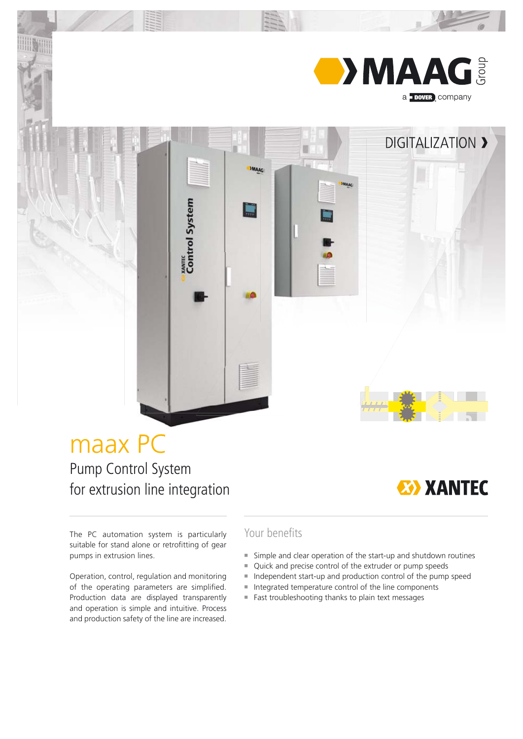MAAG Group

a DOVER company

DIGITALIZATION ❯

# maax PC

## Pump Control System for extrusion line integration

XANTEC

The PC automation system is particularly suitable for stand alone or retrofitting of gear pumps in extrusion lines.

Operation, control, regulation and monitoring of the operating parameters are simplified. Production data are displayed transparently and operation is simple and intuitive. Process and production safety of the line are increased.

### Your benefits

- Simple and clear operation of the start-up and shutdown routines
- Quick and precise control of the extruder or pump speeds
- Independent start-up and production control of the pump speed
- Integrated temperature control of the line components
- Fast troubleshooting thanks to plain text messages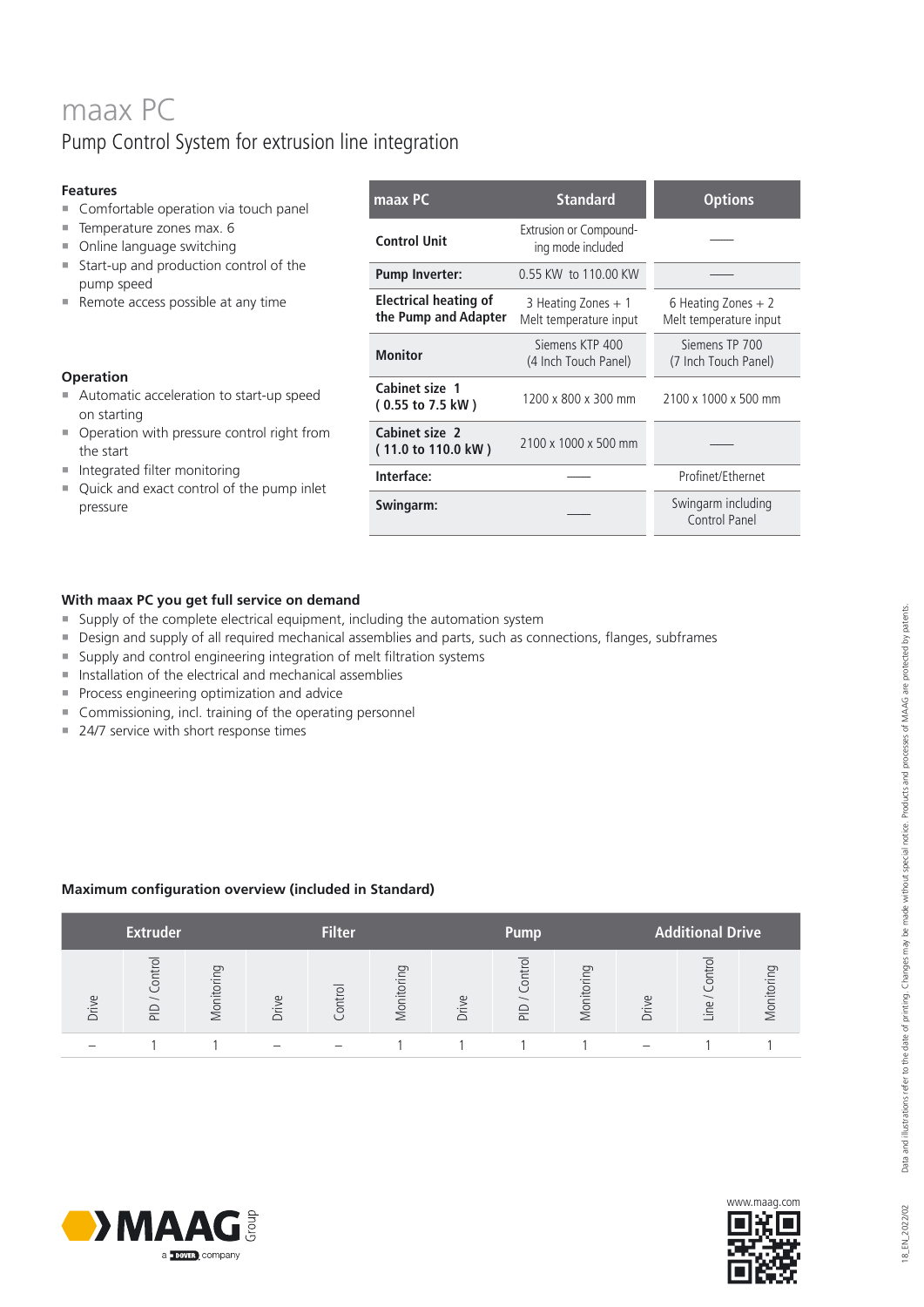# maax PC

## Pump Control System for extrusion line integration

### Features

- Comfortable operation via touch panel
- Temperature zones max. 6
- Online language switching
- Start-up and production control of the pump speed
- Remote access possible at any time

### Operation

- Automatic acceleration to start-up speed on starting
- Operation with pressure control right from the start
- Integrated filter monitoring
- Quick and exact control of the pump inlet pressure

| maax PC | Standard | Options |
|---|---|---|
| **Control Unit** | Extrusion or Compounding mode included | —— |
| **Pump Inverter:** | 0.55 KW to 110.00 KW | —— |
| **Electrical heating of the Pump and Adapter** | 3 Heating Zones + 1 Melt temperature input | 6 Heating Zones + 2 Melt temperature input |
| **Monitor** | Siemens KTP 400 (4 Inch Touch Panel) | Siemens TP 700 (7 Inch Touch Panel) |
| **Cabinet size 1 ( 0.55 to 7.5 kW )** | 1200 x 800 x 300 mm | 2100 x 1000 x 500 mm |
| **Cabinet size 2 ( 11.0 to 110.0 kW )** | 2100 x 1000 x 500 mm | —— |
| **Interface:** | —— | Profinet/Ethernet |
| **Swingarm:** | —— | Swingarm including Control Panel |

### With maax PC you get full service on demand

- Supply of the complete electrical equipment, including the automation system
- Design and supply of all required mechanical assemblies and parts, such as connections, flanges, subframes
- Supply and control engineering integration of melt filtration systems
- Installation of the electrical and mechanical assemblies
- Process engineering optimization and advice
- Commissioning, incl. training of the operating personnel
- 24/7 service with short response times

### Maximum configuration overview (included in Standard)

| Extruder | | | Filter | | | Pump | | | Additional Drive | | |
|---|---|---|---|---|---|---|---|---|---|---|---|
| Drive | PID / Control | Monitoring | Drive | Control | Monitoring | Drive | PID / Control | Monitoring | Drive | Line / Control | Monitoring |
| – | 1 | 1 | – | – | 1 | 1 | 1 | 1 | – | 1 | 1 |

MAAG Group
a DOVER company

www.maag.com

Data and illustrations refer to the date of printing. Changes may be made without special notice. Products and processes of MAAG are protected by patents.

18_EN_2022/02